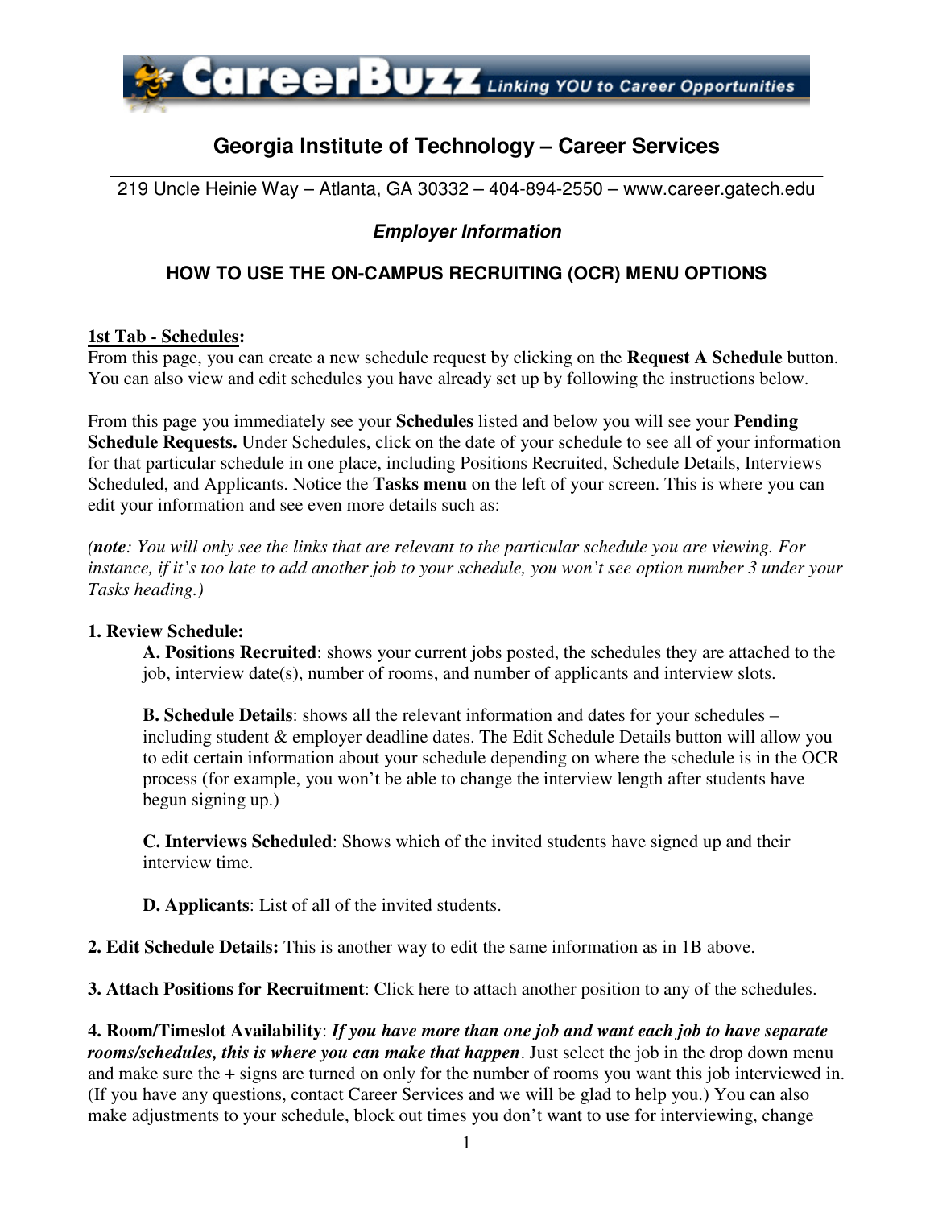# Georgia Institute of Technology – Career Services

219 Uncle Heinie Way – Atlanta, GA 30332 – 404-894-2550 – www.career.gatech.edu

### *Employer Information*

## HOW TO USE THE ON-CAMPUS RECRUITING (OCR) MENU OPTIONS

**1st Tab - Schedules:**
From this page, you can create a new schedule request by clicking on the **Request A Schedule** button. You can also view and edit schedules you have already set up by following the instructions below.

From this page you immediately see your **Schedules** listed and below you will see your **Pending Schedule Requests.** Under Schedules, click on the date of your schedule to see all of your information for that particular schedule in one place, including Positions Recruited, Schedule Details, Interviews Scheduled, and Applicants. Notice the **Tasks menu** on the left of your screen. This is where you can edit your information and see even more details such as:

*(**note**: You will only see the links that are relevant to the particular schedule you are viewing. For instance, if it's too late to add another job to your schedule, you won't see option number 3 under your Tasks heading.)*

**1. Review Schedule:**

**A. Positions Recruited**: shows your current jobs posted, the schedules they are attached to the job, interview date(s), number of rooms, and number of applicants and interview slots.

**B. Schedule Details**: shows all the relevant information and dates for your schedules – including student & employer deadline dates. The Edit Schedule Details button will allow you to edit certain information about your schedule depending on where the schedule is in the OCR process (for example, you won't be able to change the interview length after students have begun signing up.)

**C. Interviews Scheduled**: Shows which of the invited students have signed up and their interview time.

**D. Applicants**: List of all of the invited students.

**2. Edit Schedule Details:** This is another way to edit the same information as in 1B above.

**3. Attach Positions for Recruitment**: Click here to attach another position to any of the schedules.

**4. Room/Timeslot Availability**: ***If you have more than one job and want each job to have separate rooms/schedules, this is where you can make that happen***. Just select the job in the drop down menu and make sure the + signs are turned on only for the number of rooms you want this job interviewed in. (If you have any questions, contact Career Services and we will be glad to help you.) You can also make adjustments to your schedule, block out times you don't want to use for interviewing, change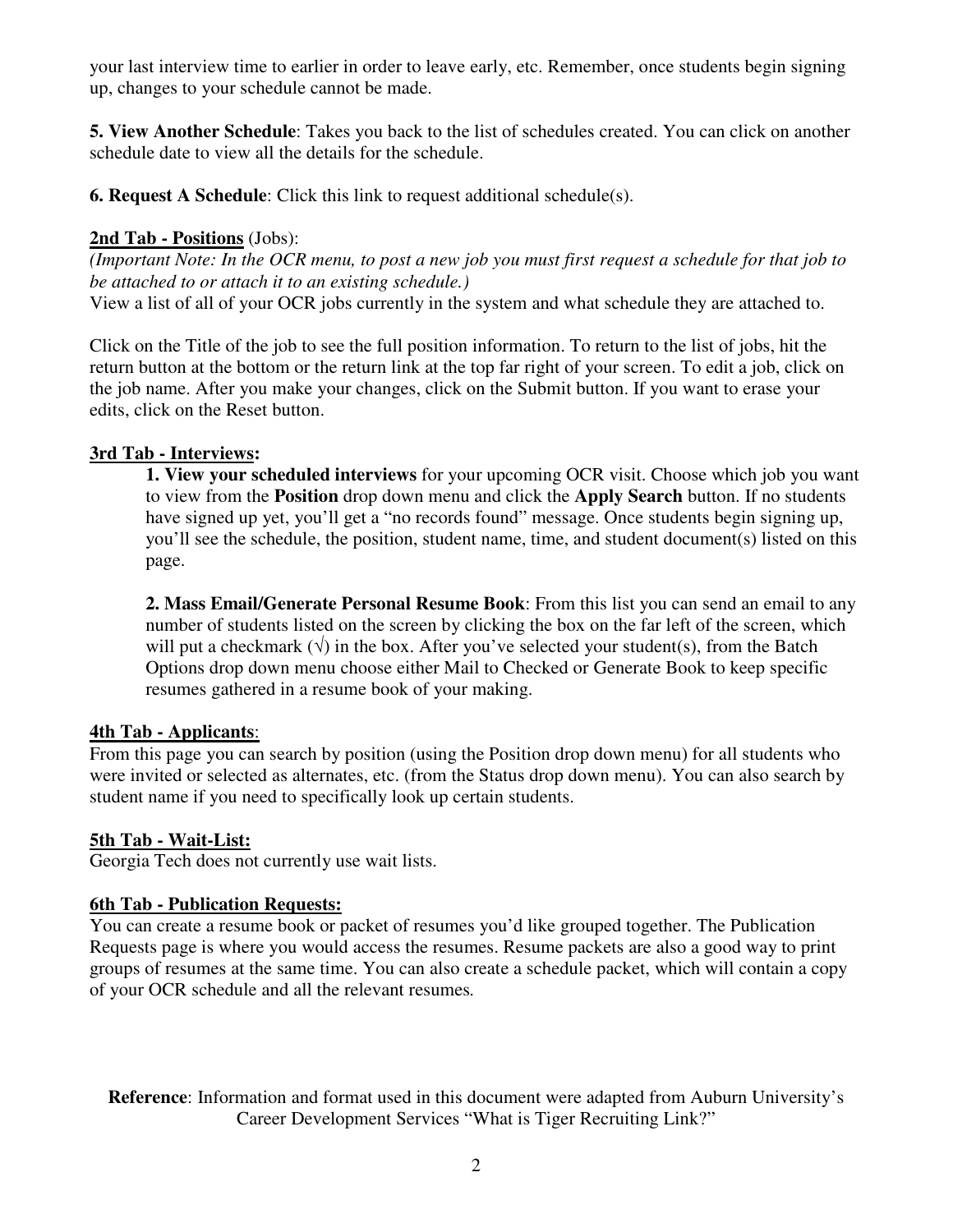your last interview time to earlier in order to leave early, etc. Remember, once students begin signing up, changes to your schedule cannot be made.

**5. View Another Schedule**: Takes you back to the list of schedules created. You can click on another schedule date to view all the details for the schedule.

**6. Request A Schedule**: Click this link to request additional schedule(s).

**<u>2nd Tab - Positions</u>** (Jobs):

*(Important Note: In the OCR menu, to post a new job you must first request a schedule for that job to be attached to or attach it to an existing schedule.)*

View a list of all of your OCR jobs currently in the system and what schedule they are attached to.

Click on the Title of the job to see the full position information. To return to the list of jobs, hit the return button at the bottom or the return link at the top far right of your screen. To edit a job, click on the job name. After you make your changes, click on the Submit button. If you want to erase your edits, click on the Reset button.

**<u>3rd Tab - Interviews:</u>**

> **1. View your scheduled interviews** for your upcoming OCR visit. Choose which job you want to view from the **Position** drop down menu and click the **Apply Search** button. If no students have signed up yet, you'll get a "no records found" message. Once students begin signing up, you'll see the schedule, the position, student name, time, and student document(s) listed on this page.
>
> **2. Mass Email/Generate Personal Resume Book**: From this list you can send an email to any number of students listed on the screen by clicking the box on the far left of the screen, which will put a checkmark (√) in the box. After you've selected your student(s), from the Batch Options drop down menu choose either Mail to Checked or Generate Book to keep specific resumes gathered in a resume book of your making.

**<u>4th Tab - Applicants</u>**:

From this page you can search by position (using the Position drop down menu) for all students who were invited or selected as alternates, etc. (from the Status drop down menu). You can also search by student name if you need to specifically look up certain students.

**<u>5th Tab - Wait-List:</u>**

Georgia Tech does not currently use wait lists.

**<u>6th Tab - Publication Requests:</u>**

You can create a resume book or packet of resumes you'd like grouped together. The Publication Requests page is where you would access the resumes. Resume packets are also a good way to print groups of resumes at the same time. You can also create a schedule packet, which will contain a copy of your OCR schedule and all the relevant resumes.

**Reference**: Information and format used in this document were adapted from Auburn University's Career Development Services "What is Tiger Recruiting Link?"